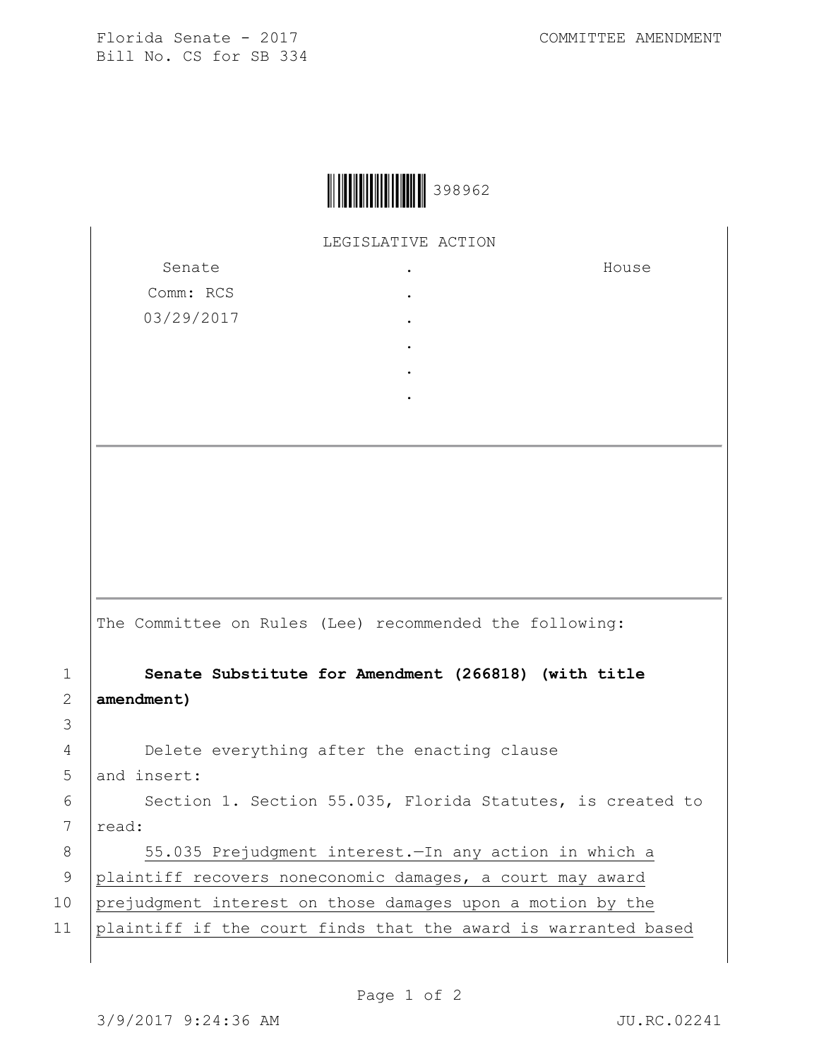Florida Senate - 2017
Bill No. CS for SB 334

COMMITTEE AMENDMENT

398962

LEGISLATIVE ACTION

| Senate | . | House |
|---|---|---|
| Comm: RCS | . | |
| 03/29/2017 | . | |
| | . | |
| | . | |
| | . | |

The Committee on Rules (Lee) recommended the following:

1 **Senate Substitute for Amendment (266818) (with title**
2 **amendment)**
3
4 Delete everything after the enacting clause
5 and insert:
6 Section 1. Section 55.035, Florida Statutes, is created to
7 read:
8 55.035 Prejudgment interest.—In any action in which a
9 plaintiff recovers noneconomic damages, a court may award
10 prejudgment interest on those damages upon a motion by the
11 plaintiff if the court finds that the award is warranted based

3/9/2017 9:24:36 AM JU.RC.02241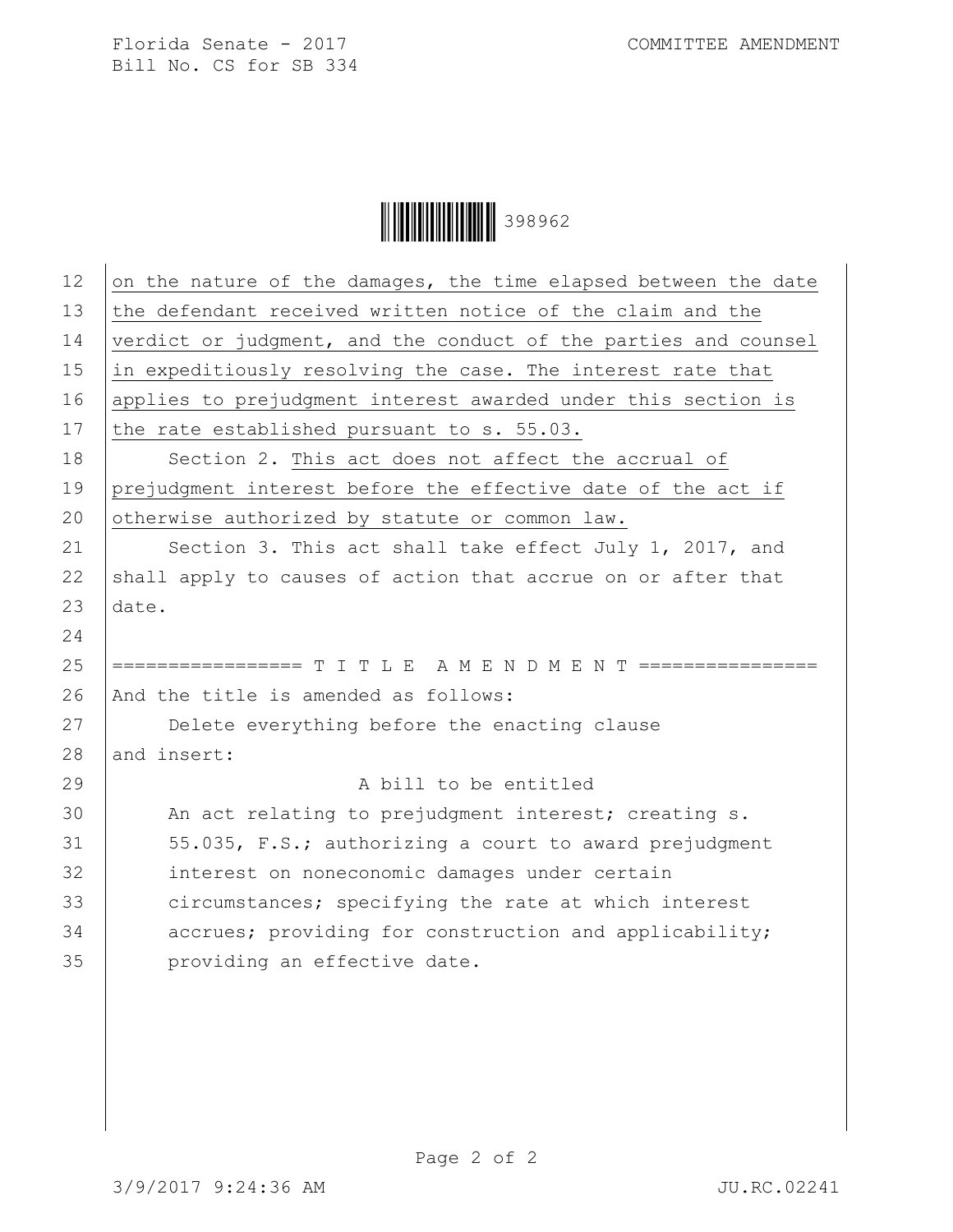on the nature of the damages, the time elapsed between the date the defendant received written notice of the claim and the verdict or judgment, and the conduct of the parties and counsel in expeditiously resolving the case. The interest rate that applies to prejudgment interest awarded under this section is the rate established pursuant to s. 55.03.

Section 2. This act does not affect the accrual of prejudgment interest before the effective date of the act if otherwise authorized by statute or common law.

Section 3. This act shall take effect July 1, 2017, and shall apply to causes of action that accrue on or after that date.

================= T I T L E A M E N D M E N T ================

And the title is amended as follows:

Delete everything before the enacting clause and insert:

A bill to be entitled

An act relating to prejudgment interest; creating s. 55.035, F.S.; authorizing a court to award prejudgment interest on noneconomic damages under certain circumstances; specifying the rate at which interest accrues; providing for construction and applicability; providing an effective date.